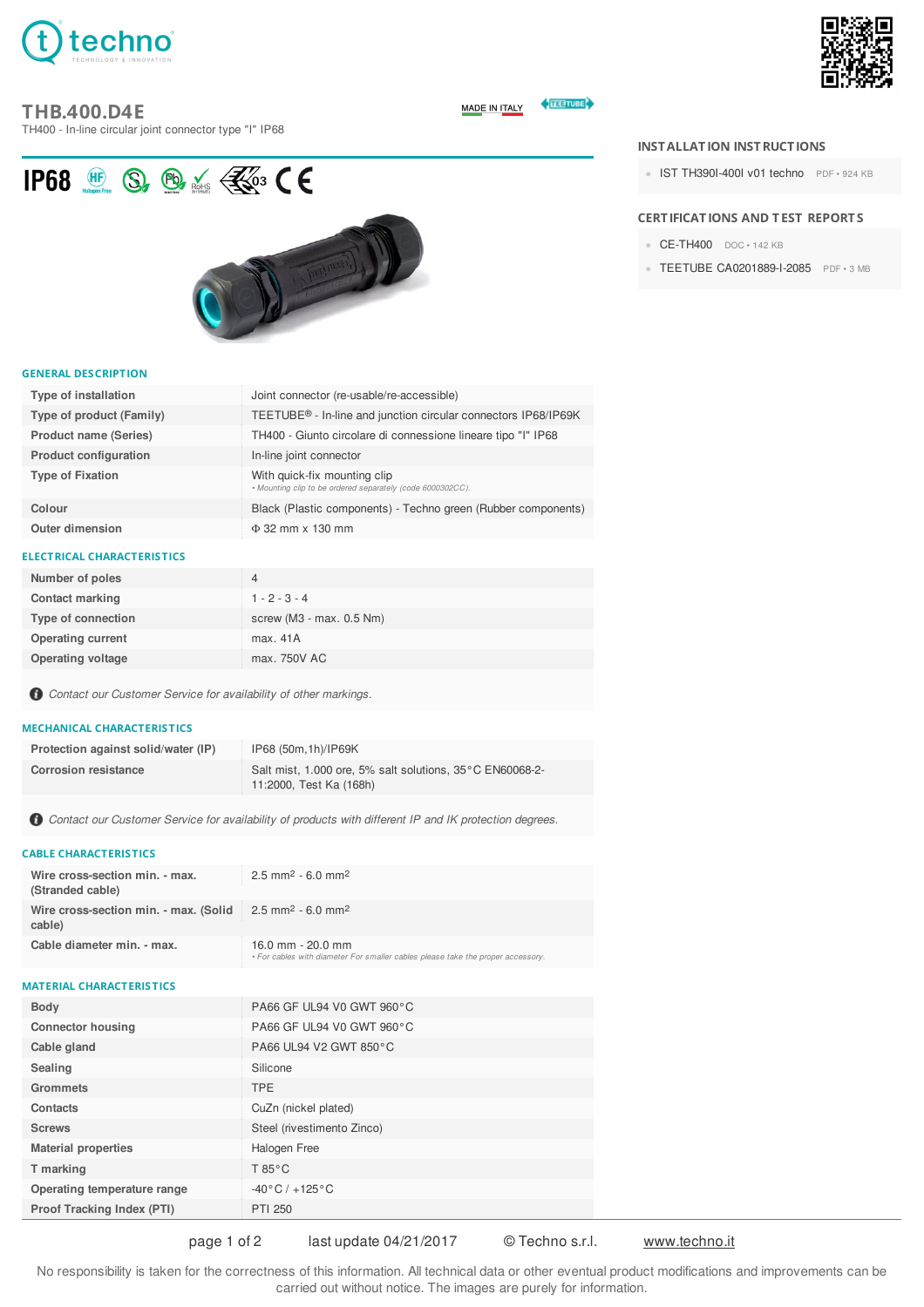# THB.400.D4E

TH400 - In-line circular joint connector type "I" IP68

MADE IN ITALY

IP68

## GENERAL DESCRIPTION

| | |
|---|---|
| Type of installation | Joint connector (re-usable/re-accessible) |
| Type of product (Family) | TEETUBE® - In-line and junction circular connectors IP68/IP69K |
| Product name (Series) | TH400 - Giunto circolare di connessione lineare tipo "I" IP68 |
| Product configuration | In-line joint connector |
| Type of Fixation | With quick-fix mounting clip<br>• Mounting clip to be ordered separately (code 6000302CC). |
| Colour | Black (Plastic components) - Techno green (Rubber components) |
| Outer dimension | Φ 32 mm x 130 mm |

## ELECTRICAL CHARACTERISTICS

| | |
|---|---|
| Number of poles | 4 |
| Contact marking | 1 - 2 - 3 - 4 |
| Type of connection | screw (M3 - max. 0.5 Nm) |
| Operating current | max. 41A |
| Operating voltage | max. 750V AC |

*Contact our Customer Service for availability of other markings.*

## MECHANICAL CHARACTERISTICS

| | |
|---|---|
| Protection against solid/water (IP) | IP68 (50m,1h)/IP69K |
| Corrosion resistance | Salt mist, 1.000 ore, 5% salt solutions, 35°C EN60068-2-11:2000, Test Ka (168h) |

*Contact our Customer Service for availability of products with different IP and IK protection degrees.*

## CABLE CHARACTERISTICS

| | |
|---|---|
| Wire cross-section min. - max. (Stranded cable) | 2.5 mm² - 6.0 mm² |
| Wire cross-section min. - max. (Solid cable) | 2.5 mm² - 6.0 mm² |
| Cable diameter min. - max. | 16.0 mm - 20.0 mm<br>• For cables with diameter For smaller cables please take the proper accessory. |

## MATERIAL CHARACTERISTICS

| | |
|---|---|
| Body | PA66 GF UL94 V0 GWT 960°C |
| Connector housing | PA66 GF UL94 V0 GWT 960°C |
| Cable gland | PA66 UL94 V2 GWT 850°C |
| Sealing | Silicone |
| Grommets | TPE |
| Contacts | CuZn (nickel plated) |
| Screws | Steel (rivestimento Zinco) |
| Material properties | Halogen Free |
| T marking | T 85°C |
| Operating temperature range | -40°C / +125°C |
| Proof Tracking Index (PTI) | PTI 250 |

## INSTALLATION INSTRUCTIONS

- IST TH390I-400I v01 techno PDF • 924 KB

## CERTIFICATIONS AND TEST REPORTS

- CE-TH400 DOC • 142 KB
- TEETUBE CA0201889-I-2085 PDF • 3 MB

last update 04/21/2017 © Techno s.r.l. www.techno.it

No responsibility is taken for the correctness of this information. All technical data or other eventual product modifications and improvements can be carried out without notice. The images are purely for information.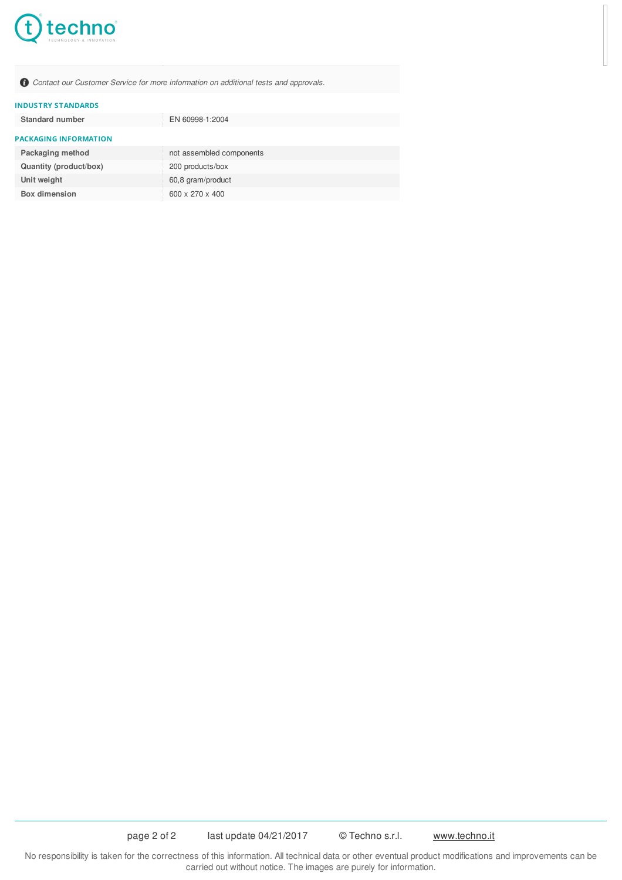*Contact our Customer Service for more information on additional tests and approvals.*

## INDUSTRY STANDARDS

| | |
|---|---|
| **Standard number** | EN 60998-1:2004 |

## PACKAGING INFORMATION

| | |
|---|---|
| **Packaging method** | not assembled components |
| **Quantity (product/box)** | 200 products/box |
| **Unit weight** | 60,8 gram/product |
| **Box dimension** | 600 x 270 x 400 |

No responsibility is taken for the correctness of this information. All technical data or other eventual product modifications and improvements can be carried out without notice. The images are purely for information.